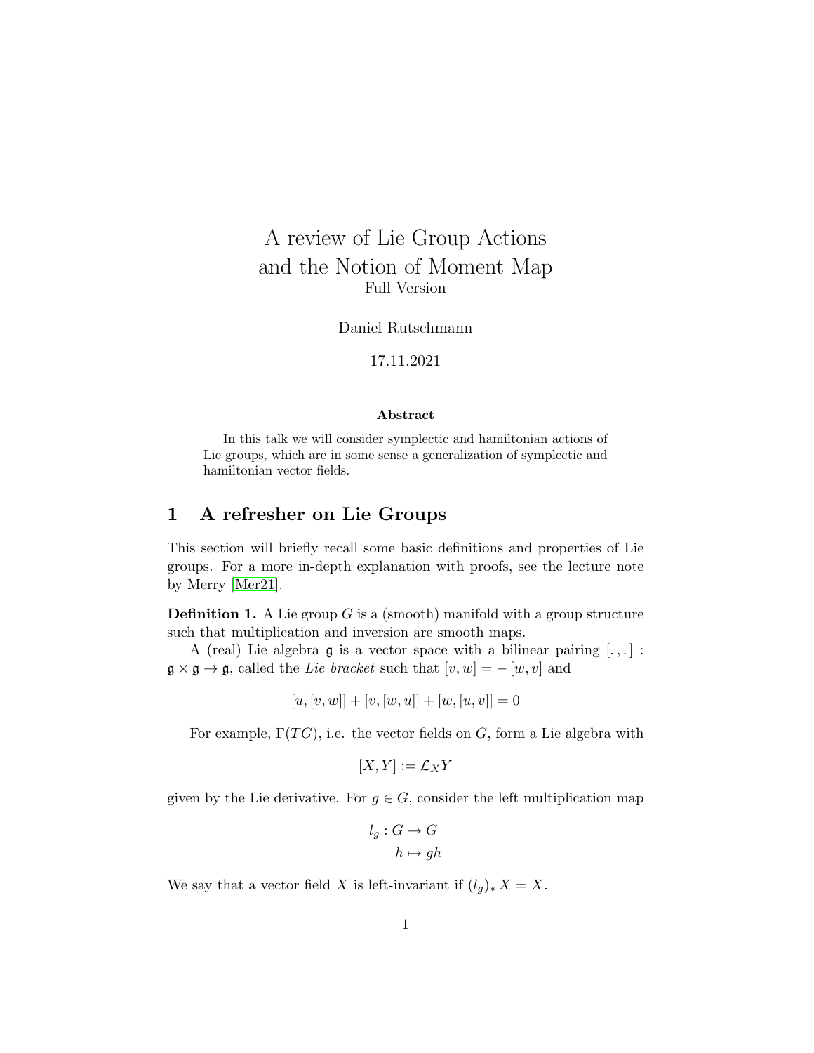# A review of Lie Group Actions and the Notion of Moment Map

Full Version

Daniel Rutschmann

17.11.2021

**Abstract**

In this talk we will consider symplectic and hamiltonian actions of Lie groups, which are in some sense a generalization of symplectic and hamiltonian vector fields.

## 1 A refresher on Lie Groups

This section will briefly recall some basic definitions and properties of Lie groups. For a more in-depth explanation with proofs, see the lecture note by Merry [Mer21].

**Definition 1.** A Lie group $G$ is a (smooth) manifold with a group structure such that multiplication and inversion are smooth maps.

A (real) Lie algebra $\mathfrak{g}$ is a vector space with a bilinear pairing $[.,.] : \mathfrak{g} \times \mathfrak{g} \to \mathfrak{g}$, called the *Lie bracket* such that $[v, w] = -[w, v]$ and

$$[u, [v, w]] + [v, [w, u]] + [w, [u, v]] = 0$$

For example, $\Gamma(TG)$, i.e. the vector fields on $G$, form a Lie algebra with

$$[X, Y] := \mathcal{L}_X Y$$

given by the Lie derivative. For $g \in G$, consider the left multiplication map

$$\begin{aligned} l_g : G &\to G \\ h &\mapsto gh \end{aligned}$$

We say that a vector field $X$ is left-invariant if $(l_g)_* X = X$.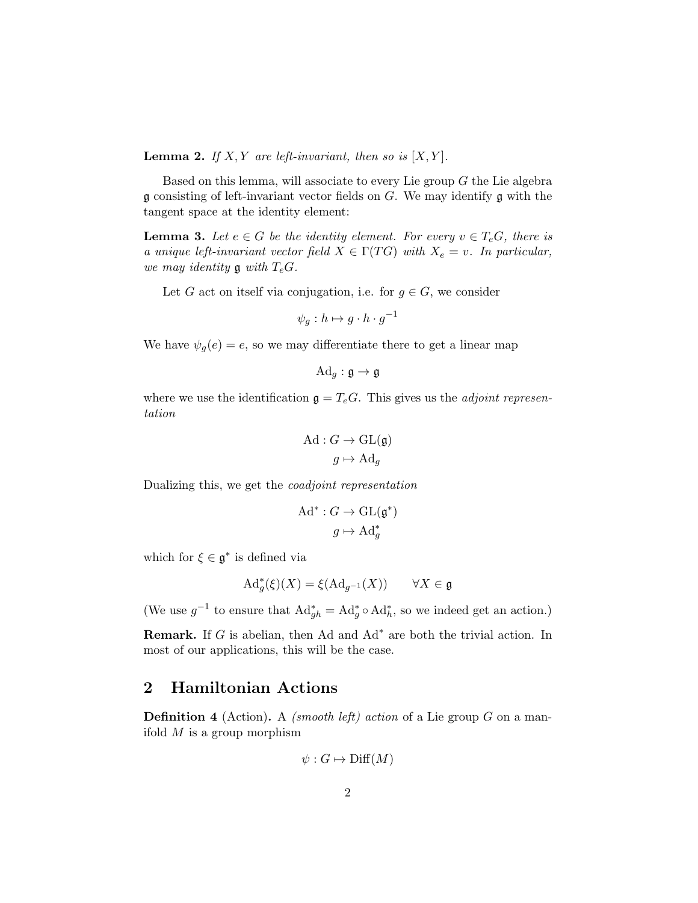**Lemma 2.** *If $X, Y$ are left-invariant, then so is $[X, Y]$.*

Based on this lemma, will associate to every Lie group $G$ the Lie algebra $\mathfrak{g}$ consisting of left-invariant vector fields on $G$. We may identify $\mathfrak{g}$ with the tangent space at the identity element:

**Lemma 3.** *Let $e \in G$ be the identity element. For every $v \in T_eG$, there is a unique left-invariant vector field $X \in \Gamma(TG)$ with $X_e = v$. In particular, we may identity $\mathfrak{g}$ with $T_eG$.*

Let $G$ act on itself via conjugation, i.e. for $g \in G$, we consider

$$\psi_g : h \mapsto g \cdot h \cdot g^{-1}$$

We have $\psi_g(e) = e$, so we may differentiate there to get a linear map

$$\mathrm{Ad}_g : \mathfrak{g} \to \mathfrak{g}$$

where we use the identification $\mathfrak{g} = T_eG$. This gives us the *adjoint representation*

$$\begin{aligned} \mathrm{Ad} : G &\to \mathrm{GL}(\mathfrak{g}) \\ g &\mapsto \mathrm{Ad}_g \end{aligned}$$

Dualizing this, we get the *coadjoint representation*

$$\begin{aligned} \mathrm{Ad}^* : G &\to \mathrm{GL}(\mathfrak{g}^*) \\ g &\mapsto \mathrm{Ad}_g^* \end{aligned}$$

which for $\xi \in \mathfrak{g}^*$ is defined via

$$\mathrm{Ad}_g^*(\xi)(X) = \xi(\mathrm{Ad}_{g^{-1}}(X)) \qquad \forall X \in \mathfrak{g}$$

(We use $g^{-1}$ to ensure that $\mathrm{Ad}_{gh}^* = \mathrm{Ad}_g^* \circ \mathrm{Ad}_h^*$, so we indeed get an action.)

**Remark.** If $G$ is abelian, then Ad and $\mathrm{Ad}^*$ are both the trivial action. In most of our applications, this will be the case.

## 2 Hamiltonian Actions

**Definition 4** (Action)**.** A *(smooth left) action* of a Lie group $G$ on a manifold $M$ is a group morphism

$$\psi : G \mapsto \mathrm{Diff}(M)$$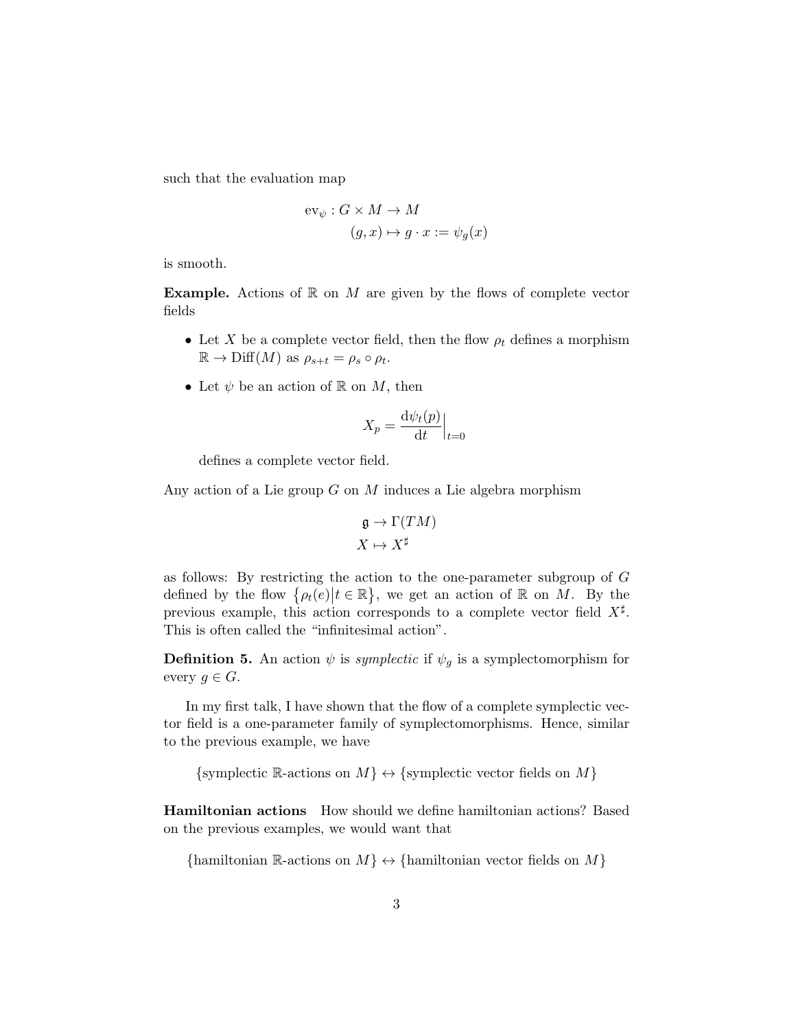such that the evaluation map

$$\begin{aligned} \mathrm{ev}_\psi : G \times M &\to M \\ (g, x) &\mapsto g \cdot x := \psi_g(x) \end{aligned}$$

is smooth.

**Example.** Actions of $\mathbb{R}$ on $M$ are given by the flows of complete vector fields

- Let $X$ be a complete vector field, then the flow $\rho_t$ defines a morphism $\mathbb{R} \to \mathrm{Diff}(M)$ as $\rho_{s+t} = \rho_s \circ \rho_t$.
- Let $\psi$ be an action of $\mathbb{R}$ on $M$, then

  $$X_p = \frac{\mathrm{d}\psi_t(p)}{\mathrm{d}t}\Big|_{t=0}$$

  defines a complete vector field.

Any action of a Lie group $G$ on $M$ induces a Lie algebra morphism

$$\begin{aligned} \mathfrak{g} &\to \Gamma(TM) \\ X &\mapsto X^\sharp \end{aligned}$$

as follows: By restricting the action to the one-parameter subgroup of $G$ defined by the flow $\{\rho_t(e) | t \in \mathbb{R}\}$, we get an action of $\mathbb{R}$ on $M$. By the previous example, this action corresponds to a complete vector field $X^\sharp$. This is often called the "infinitesimal action".

**Definition 5.** An action $\psi$ is *symplectic* if $\psi_g$ is a symplectomorphism for every $g \in G$.

In my first talk, I have shown that the flow of a complete symplectic vector field is a one-parameter family of symplectomorphisms. Hence, similar to the previous example, we have

$$\{\text{symplectic } \mathbb{R}\text{-actions on } M\} \leftrightarrow \{\text{symplectic vector fields on } M\}$$

**Hamiltonian actions** How should we define hamiltonian actions? Based on the previous examples, we would want that

$$\{\text{hamiltonian } \mathbb{R}\text{-actions on } M\} \leftrightarrow \{\text{hamiltonian vector fields on } M\}$$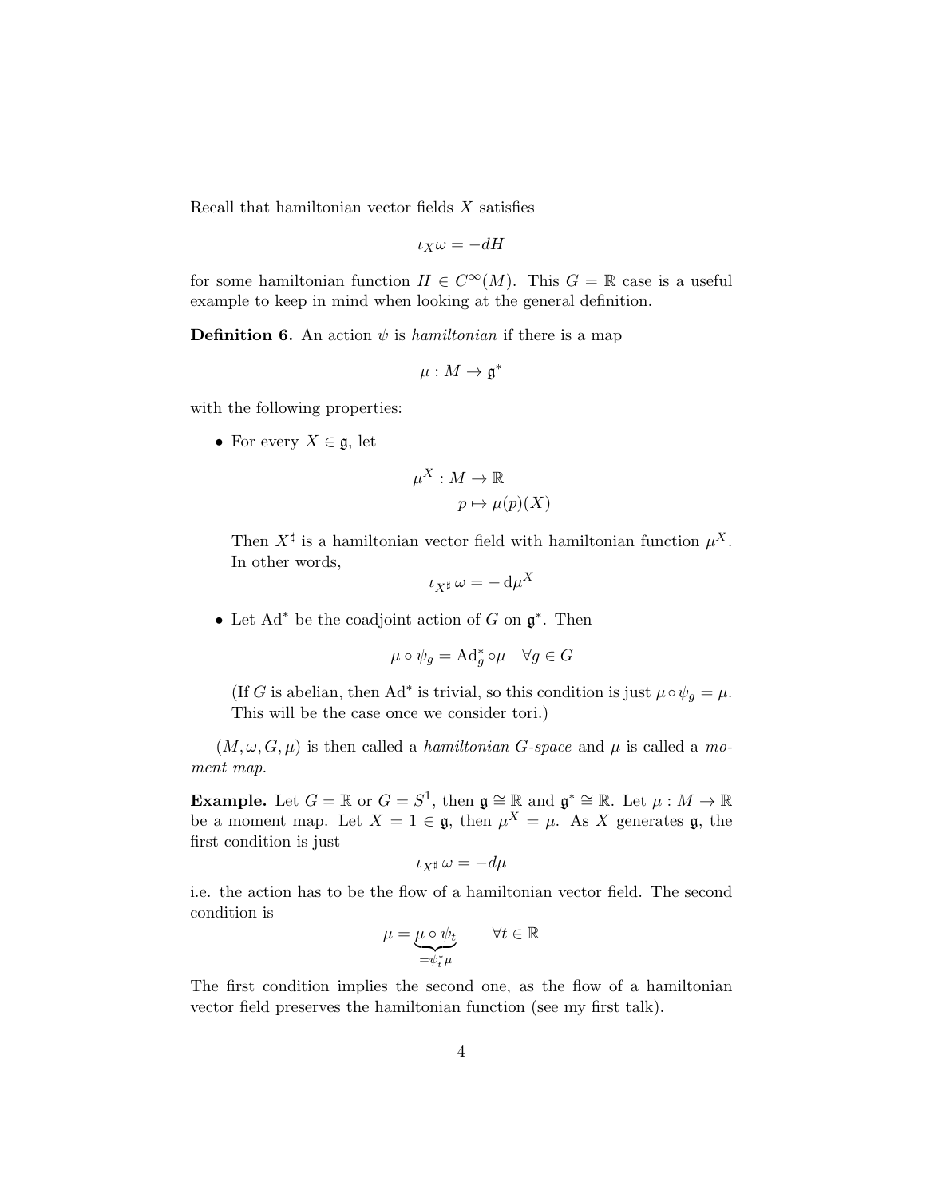Recall that hamiltonian vector fields $X$ satisfies

$$\iota_X \omega = -dH$$

for some hamiltonian function $H \in C^\infty(M)$. This $G = \mathbb{R}$ case is a useful example to keep in mind when looking at the general definition.

**Definition 6.** An action $\psi$ is *hamiltonian* if there is a map

$$\mu : M \to \mathfrak{g}^*$$

with the following properties:

- For every $X \in \mathfrak{g}$, let

$$\begin{aligned} \mu^X : M &\to \mathbb{R} \\ p &\mapsto \mu(p)(X) \end{aligned}$$

  Then $X^\sharp$ is a hamiltonian vector field with hamiltonian function $\mu^X$. In other words,

$$\iota_{X^\sharp} \omega = -\,\mathrm{d}\mu^X$$

- Let $\mathrm{Ad}^*$ be the coadjoint action of $G$ on $\mathfrak{g}^*$. Then

$$\mu \circ \psi_g = \mathrm{Ad}^*_g \circ \mu \quad \forall g \in G$$

  (If $G$ is abelian, then $\mathrm{Ad}^*$ is trivial, so this condition is just $\mu \circ \psi_g = \mu$. This will be the case once we consider tori.)

$(M, \omega, G, \mu)$ is then called a *hamiltonian $G$-space* and $\mu$ is called a *moment map.*

**Example.** Let $G = \mathbb{R}$ or $G = S^1$, then $\mathfrak{g} \cong \mathbb{R}$ and $\mathfrak{g}^* \cong \mathbb{R}$. Let $\mu : M \to \mathbb{R}$ be a moment map. Let $X = 1 \in \mathfrak{g}$, then $\mu^X = \mu$. As $X$ generates $\mathfrak{g}$, the first condition is just

$$\iota_{X^\sharp} \omega = -d\mu$$

i.e. the action has to be the flow of a hamiltonian vector field. The second condition is

$$\mu = \underbrace{\mu \circ \psi_t}_{=\psi_t^* \mu} \qquad \forall t \in \mathbb{R}$$

The first condition implies the second one, as the flow of a hamiltonian vector field preserves the hamiltonian function (see my first talk).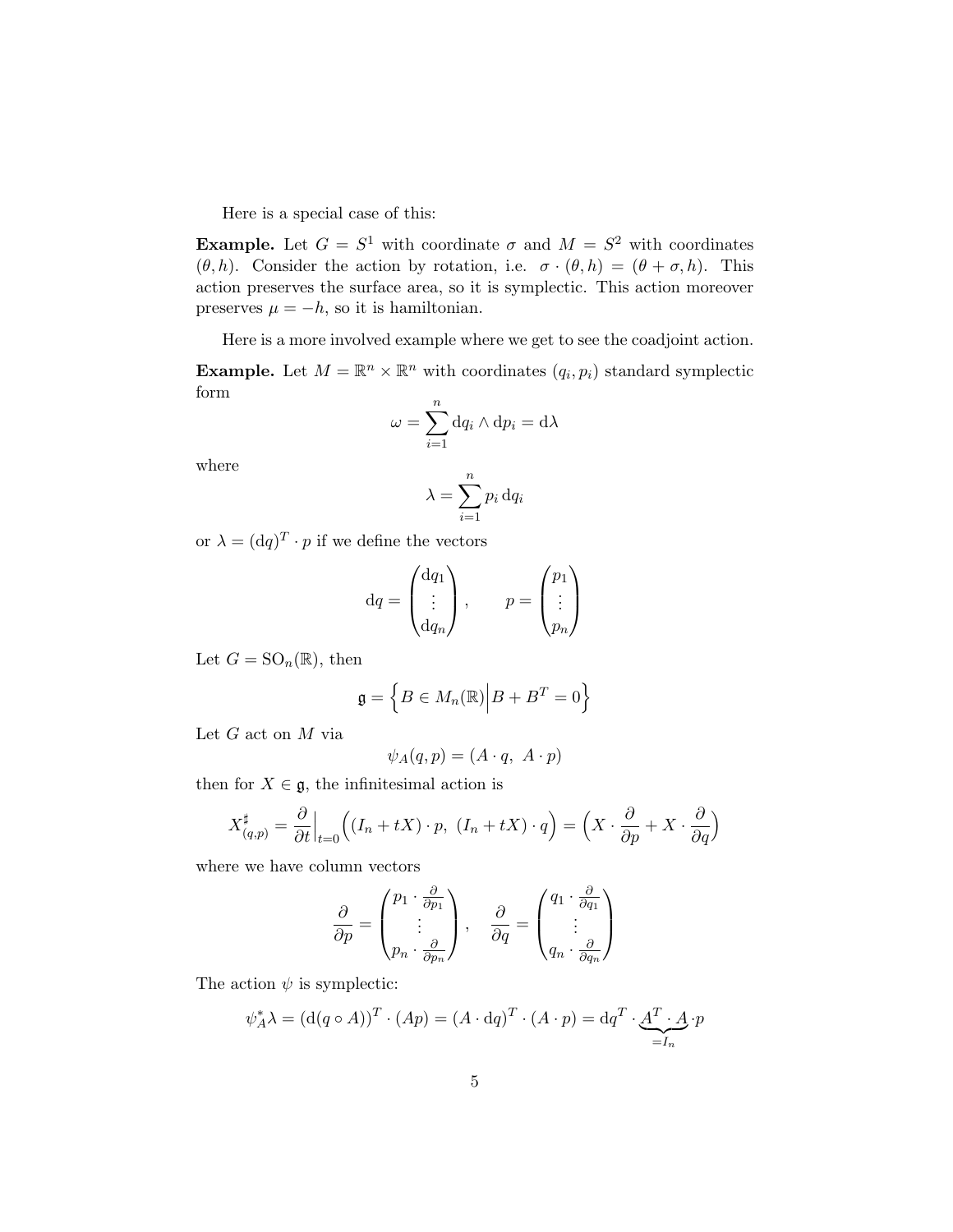Here is a special case of this:

**Example.** Let $G = S^1$ with coordinate $\sigma$ and $M = S^2$ with coordinates $(\theta, h)$. Consider the action by rotation, i.e. $\sigma \cdot (\theta, h) = (\theta + \sigma, h)$. This action preserves the surface area, so it is symplectic. This action moreover preserves $\mu = -h$, so it is hamiltonian.

Here is a more involved example where we get to see the coadjoint action.

**Example.** Let $M = \mathbb{R}^n \times \mathbb{R}^n$ with coordinates $(q_i, p_i)$ standard symplectic form

$$\omega = \sum_{i=1}^{n} \mathrm{d}q_i \wedge \mathrm{d}p_i = \mathrm{d}\lambda$$

where

$$\lambda = \sum_{i=1}^{n} p_i \, \mathrm{d}q_i$$

or $\lambda = (\mathrm{d}q)^T \cdot p$ if we define the vectors

$$\mathrm{d}q = \begin{pmatrix} \mathrm{d}q_1 \\ \vdots \\ \mathrm{d}q_n \end{pmatrix}, \qquad p = \begin{pmatrix} p_1 \\ \vdots \\ p_n \end{pmatrix}$$

Let $G = \mathrm{SO}_n(\mathbb{R})$, then

$$\mathfrak{g} = \left\{ B \in M_n(\mathbb{R}) \middle| B + B^T = 0 \right\}$$

Let $G$ act on $M$ via

$$\psi_A(q, p) = (A \cdot q, \ A \cdot p)$$

then for $X \in \mathfrak{g}$, the infinitesimal action is

$$X^\sharp_{(q,p)} = \frac{\partial}{\partial t}\Big|_{t=0} \Big( (I_n + tX) \cdot p, \ (I_n + tX) \cdot q \Big) = \Big( X \cdot \frac{\partial}{\partial p} + X \cdot \frac{\partial}{\partial q} \Big)$$

where we have column vectors

$$\frac{\partial}{\partial p} = \begin{pmatrix} p_1 \cdot \frac{\partial}{\partial p_1} \\ \vdots \\ p_n \cdot \frac{\partial}{\partial p_n} \end{pmatrix}, \quad \frac{\partial}{\partial q} = \begin{pmatrix} q_1 \cdot \frac{\partial}{\partial q_1} \\ \vdots \\ q_n \cdot \frac{\partial}{\partial q_n} \end{pmatrix}$$

The action $\psi$ is symplectic:

$$\psi_A^* \lambda = (\mathrm{d}(q \circ A))^T \cdot (Ap) = (A \cdot \mathrm{d}q)^T \cdot (A \cdot p) = \mathrm{d}q^T \cdot \underbrace{A^T \cdot A}_{=I_n} \cdot p$$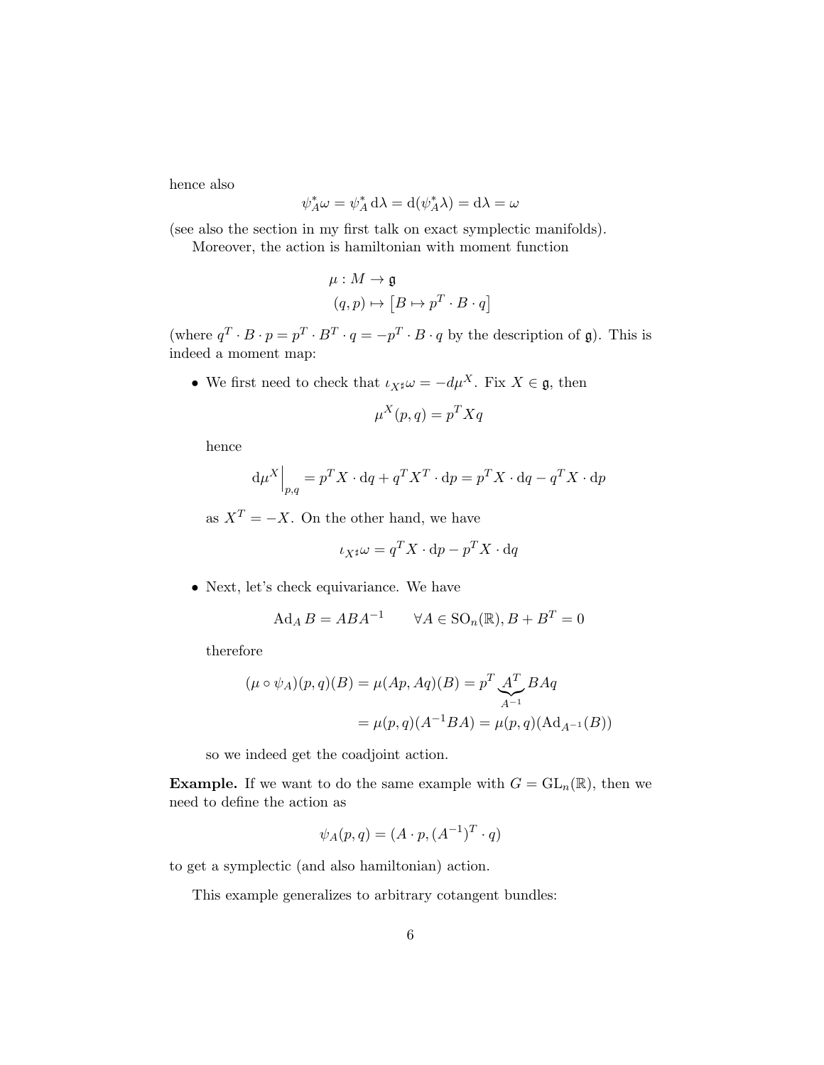hence also

$$\psi_A^*\omega = \psi_A^* \,\mathrm{d}\lambda = \mathrm{d}(\psi_A^*\lambda) = \mathrm{d}\lambda = \omega$$

(see also the section in my first talk on exact symplectic manifolds).

Moreover, the action is hamiltonian with moment function

$$\begin{aligned} \mu : M &\to \mathfrak{g} \\ (q,p) &\mapsto \left[B \mapsto p^T \cdot B \cdot q\right] \end{aligned}$$

(where $q^T \cdot B \cdot p = p^T \cdot B^T \cdot q = -p^T \cdot B \cdot q$ by the description of $\mathfrak{g}$). This is indeed a moment map:

- We first need to check that $\iota_{X^\sharp}\omega = -d\mu^X$. Fix $X \in \mathfrak{g}$, then

  $$\mu^X(p,q) = p^T X q$$

  hence

  $$\mathrm{d}\mu^X\Big|_{p,q} = p^T X \cdot \mathrm{d}q + q^T X^T \cdot \mathrm{d}p = p^T X \cdot \mathrm{d}q - q^T X \cdot \mathrm{d}p$$

  as $X^T = -X$. On the other hand, we have

  $$\iota_{X^\sharp}\omega = q^T X \cdot \mathrm{d}p - p^T X \cdot \mathrm{d}q$$

- Next, let's check equivariance. We have

  $$\mathrm{Ad}_A B = ABA^{-1} \qquad \forall A \in \mathrm{SO}_n(\mathbb{R}), B + B^T = 0$$

  therefore

  $$\begin{aligned} (\mu \circ \psi_A)(p,q)(B) = \mu(Ap, Aq)(B) &= p^T \underbrace{A^T}_{A^{-1}} BAq \\ &= \mu(p,q)(A^{-1}BA) = \mu(p,q)(\mathrm{Ad}_{A^{-1}}(B)) \end{aligned}$$

  so we indeed get the coadjoint action.

**Example.** If we want to do the same example with $G = \mathrm{GL}_n(\mathbb{R})$, then we need to define the action as

$$\psi_A(p,q) = (A \cdot p, (A^{-1})^T \cdot q)$$

to get a symplectic (and also hamiltonian) action.

This example generalizes to arbitrary cotangent bundles: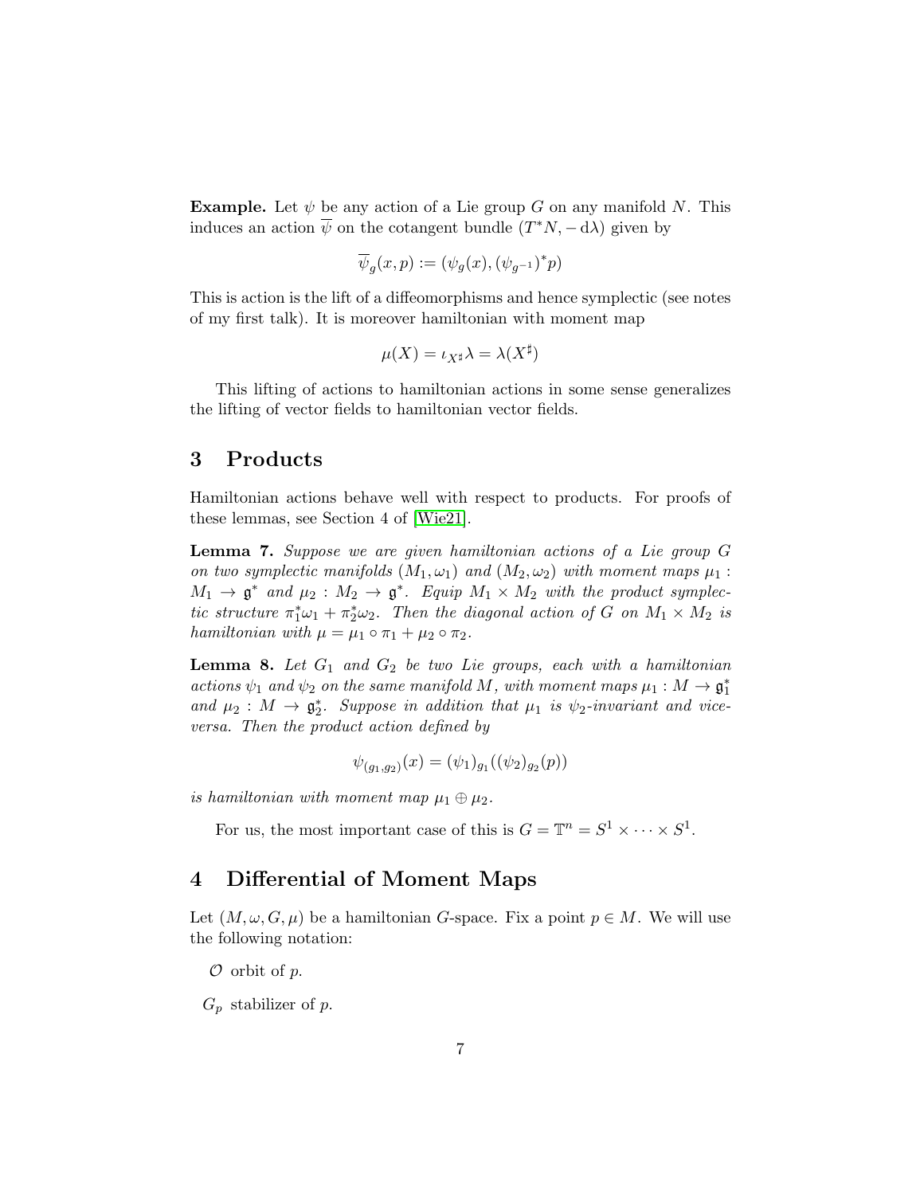**Example.** Let $\psi$ be any action of a Lie group $G$ on any manifold $N$. This induces an action $\overline{\psi}$ on the cotangent bundle $(T^*N, -\,\mathrm{d}\lambda)$ given by

$$\overline{\psi}_g(x,p) := (\psi_g(x), (\psi_{g^{-1}})^* p)$$

This is action is the lift of a diffeomorphisms and hence symplectic (see notes of my first talk). It is moreover hamiltonian with moment map

$$\mu(X) = \iota_{X^\sharp}\lambda = \lambda(X^\sharp)$$

This lifting of actions to hamiltonian actions in some sense generalizes the lifting of vector fields to hamiltonian vector fields.

## 3 Products

Hamiltonian actions behave well with respect to products. For proofs of these lemmas, see Section 4 of [Wie21].

**Lemma 7.** *Suppose we are given hamiltonian actions of a Lie group $G$ on two symplectic manifolds $(M_1, \omega_1)$ and $(M_2, \omega_2)$ with moment maps $\mu_1 : M_1 \to \mathfrak{g}^*$ and $\mu_2 : M_2 \to \mathfrak{g}^*$. Equip $M_1 \times M_2$ with the product symplectic structure $\pi_1^*\omega_1 + \pi_2^*\omega_2$. Then the diagonal action of $G$ on $M_1 \times M_2$ is hamiltonian with $\mu = \mu_1 \circ \pi_1 + \mu_2 \circ \pi_2$.*

**Lemma 8.** *Let $G_1$ and $G_2$ be two Lie groups, each with a hamiltonian actions $\psi_1$ and $\psi_2$ on the same manifold $M$, with moment maps $\mu_1 : M \to \mathfrak{g}_1^*$ and $\mu_2 : M \to \mathfrak{g}_2^*$. Suppose in addition that $\mu_1$ is $\psi_2$-invariant and vice-versa. Then the product action defined by*

$$\psi_{(g_1,g_2)}(x) = (\psi_1)_{g_1}((\psi_2)_{g_2}(p))$$

*is hamiltonian with moment map $\mu_1 \oplus \mu_2$.*

For us, the most important case of this is $G = \mathbb{T}^n = S^1 \times \cdots \times S^1$.

## 4 Differential of Moment Maps

Let $(M, \omega, G, \mu)$ be a hamiltonian $G$-space. Fix a point $p \in M$. We will use the following notation:

$\mathcal{O}$ orbit of $p$.

$G_p$ stabilizer of $p$.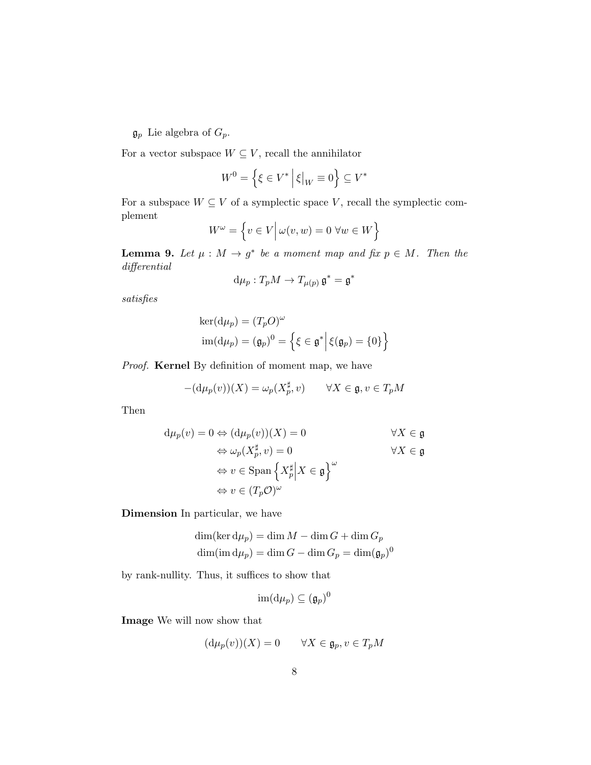$\mathfrak{g}_p$ Lie algebra of $G_p$.

For a vector subspace $W \subseteq V$, recall the annihilator

$$W^0 = \left\{\xi \in V^* \,\middle|\, \xi\big|_W \equiv 0\right\} \subseteq V^*$$

For a subspace $W \subseteq V$ of a symplectic space $V$, recall the symplectic complement

$$W^\omega = \left\{v \in V \,\middle|\, \omega(v, w) = 0 \ \forall w \in W\right\}$$

**Lemma 9.** *Let $\mu : M \to g^*$ be a moment map and fix $p \in M$. Then the differential*

$$\mathrm{d}\mu_p : T_pM \to T_{\mu(p)}\,\mathfrak{g}^* = \mathfrak{g}^*$$

*satisfies*

$$\begin{aligned}
\ker(\mathrm{d}\mu_p) &= (T_pO)^\omega \\
\mathrm{im}(\mathrm{d}\mu_p) &= (\mathfrak{g}_p)^0 = \left\{\xi \in \mathfrak{g}^* \,\middle|\, \xi(\mathfrak{g}_p) = \{0\}\right\}
\end{aligned}$$

*Proof.* **Kernel** By definition of moment map, we have

$$-(\mathrm{d}\mu_p(v))(X) = \omega_p(X_p^\sharp, v) \qquad \forall X \in \mathfrak{g}, v \in T_pM$$

Then

$$\begin{aligned}
\mathrm{d}\mu_p(v) = 0 &\Leftrightarrow (\mathrm{d}\mu_p(v))(X) = 0 && \forall X \in \mathfrak{g} \\
&\Leftrightarrow \omega_p(X_p^\sharp, v) = 0 && \forall X \in \mathfrak{g} \\
&\Leftrightarrow v \in \mathrm{Span}\left\{X_p^\sharp \,\middle|\, X \in \mathfrak{g}\right\}^\omega \\
&\Leftrightarrow v \in (T_p\mathcal{O})^\omega
\end{aligned}$$

**Dimension** In particular, we have

$$\begin{aligned}
\dim(\ker \mathrm{d}\mu_p) &= \dim M - \dim G + \dim G_p \\
\dim(\mathrm{im}\, \mathrm{d}\mu_p) &= \dim G - \dim G_p = \dim(\mathfrak{g}_p)^0
\end{aligned}$$

by rank-nullity. Thus, it suffices to show that

$$\mathrm{im}(\mathrm{d}\mu_p) \subseteq (\mathfrak{g}_p)^0$$

**Image** We will now show that

$$(\mathrm{d}\mu_p(v))(X) = 0 \qquad \forall X \in \mathfrak{g}_p, v \in T_pM$$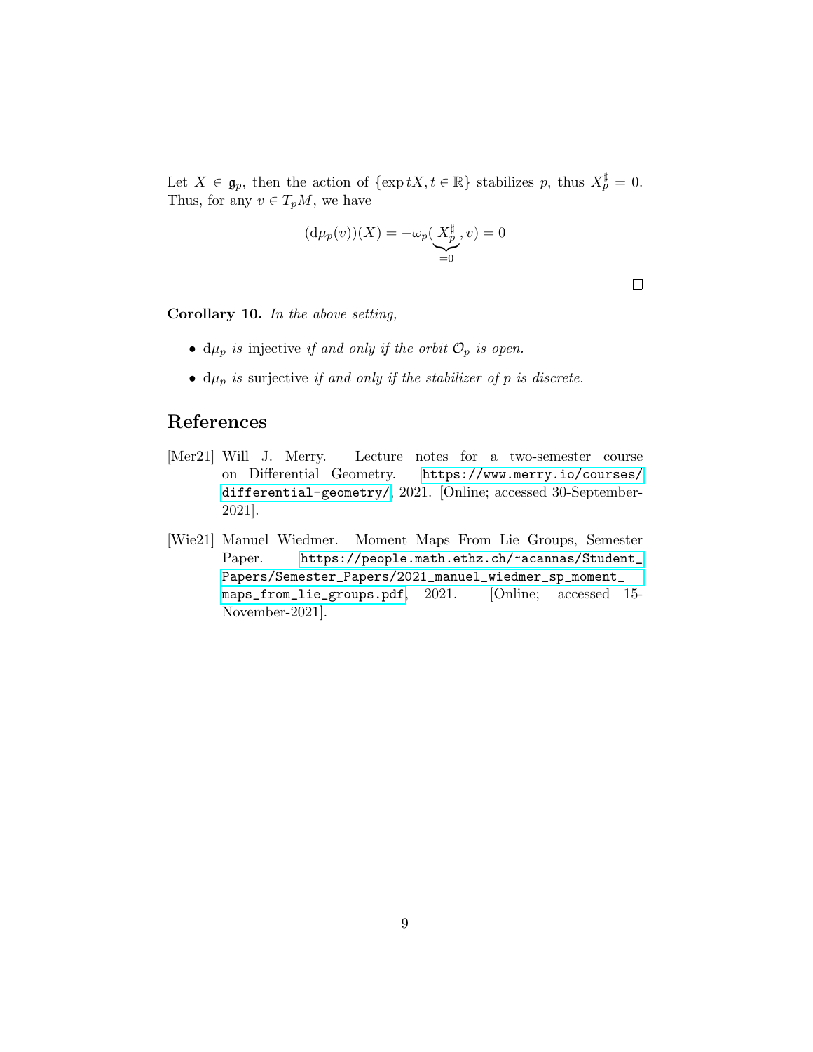Let $X \in \mathfrak{g}_p$, then the action of $\{\exp tX, t \in \mathbb{R}\}$ stabilizes $p$, thus $X_p^\sharp = 0$. Thus, for any $v \in T_pM$, we have

$$(\mathrm{d}\mu_p(v))(X) = -\omega_p(\underbrace{X_p^\sharp}_{=0}, v) = 0$$

□

**Corollary 10.** *In the above setting,*

- $\mathrm{d}\mu_p$ *is* injective *if and only if the orbit* $\mathcal{O}_p$ *is open.*
- $\mathrm{d}\mu_p$ *is* surjective *if and only if the stabilizer of* $p$ *is discrete.*

## References

[Mer21] Will J. Merry. Lecture notes for a two-semester course on Differential Geometry. https://www.merry.io/courses/differential-geometry/, 2021. [Online; accessed 30-September-2021].

[Wie21] Manuel Wiedmer. Moment Maps From Lie Groups, Semester Paper. https://people.math.ethz.ch/~acannas/Student_Papers/Semester_Papers/2021_manuel_wiedmer_sp_moment_maps_from_lie_groups.pdf, 2021. [Online; accessed 15-November-2021].